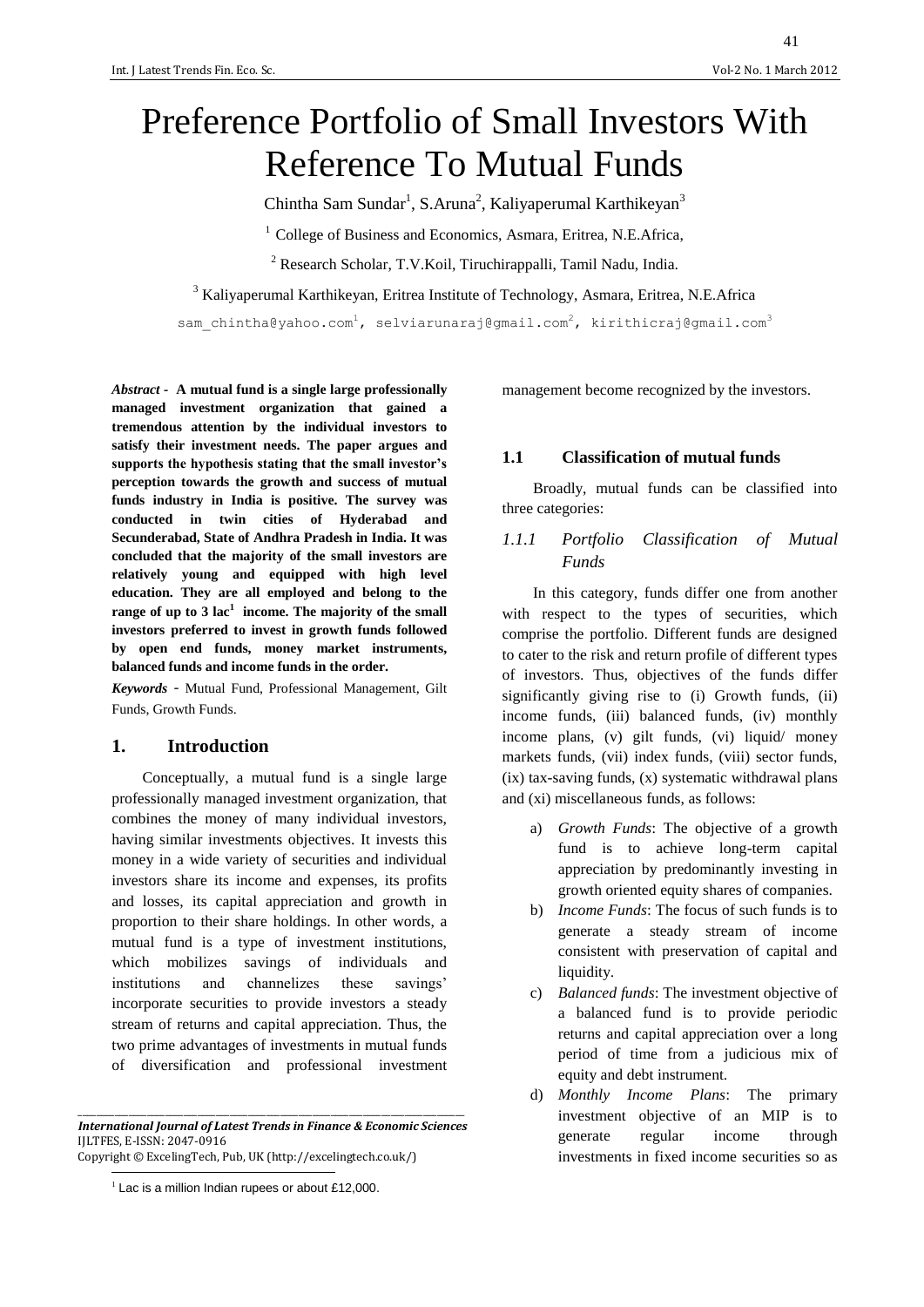# Preference Portfolio of Small Investors With Reference To Mutual Funds

Chintha Sam Sundar[1], S.Aruna[2], Kaliyaperumal Karthikeyan[3]

[1] College of Business and Economics, Asmara, Eritrea, N.E.Africa,

[2] Research Scholar, T.V.Koil, Tiruchirappalli, Tamil Nadu, India.

[3] Kaliyaperumal Karthikeyan, Eritrea Institute of Technology, Asmara, Eritrea, N.E.Africa

sam_chintha@yahoo.com[1], selviarunaraj@gmail.com[2], kirithicraj@gmail.com[3]

***Abstract* - A mutual fund is a single large professionally managed investment organization that gained a tremendous attention by the individual investors to satisfy their investment needs. The paper argues and supports the hypothesis stating that the small investor's perception towards the growth and success of mutual funds industry in India is positive. The survey was conducted in twin cities of Hyderabad and Secunderabad, State of Andhra Pradesh in India. It was concluded that the majority of the small investors are relatively young and equipped with high level education. They are all employed and belong to the range of up to 3 lac[1] income. The majority of the small investors preferred to invest in growth funds followed by open end funds, money market instruments, balanced funds and income funds in the order.**

***Keywords*** - Mutual Fund, Professional Management, Gilt Funds, Growth Funds.

## 1. Introduction

Conceptually, a mutual fund is a single large professionally managed investment organization, that combines the money of many individual investors, having similar investments objectives. It invests this money in a wide variety of securities and individual investors share its income and expenses, its profits and losses, its capital appreciation and growth in proportion to their share holdings. In other words, a mutual fund is a type of investment institutions, which mobilizes savings of individuals and institutions and channelizes these savings' incorporate securities to provide investors a steady stream of returns and capital appreciation. Thus, the two prime advantages of investments in mutual funds of diversification and professional investment management become recognized by the investors.

### 1.1 Classification of mutual funds

Broadly, mutual funds can be classified into three categories:

#### *1.1.1 Portfolio Classification of Mutual Funds*

In this category, funds differ one from another with respect to the types of securities, which comprise the portfolio. Different funds are designed to cater to the risk and return profile of different types of investors. Thus, objectives of the funds differ significantly giving rise to (i) Growth funds, (ii) income funds, (iii) balanced funds, (iv) monthly income plans, (v) gilt funds, (vi) liquid/ money markets funds, (vii) index funds, (viii) sector funds, (ix) tax-saving funds, (x) systematic withdrawal plans and (xi) miscellaneous funds, as follows:

a) *Growth Funds*: The objective of a growth fund is to achieve long-term capital appreciation by predominantly investing in growth oriented equity shares of companies.

b) *Income Funds*: The focus of such funds is to generate a steady stream of income consistent with preservation of capital and liquidity.

c) *Balanced funds*: The investment objective of a balanced fund is to provide periodic returns and capital appreciation over a long period of time from a judicious mix of equity and debt instrument.

d) *Monthly Income Plans*: The primary investment objective of an MIP is to generate regular income through investments in fixed income securities so as

[1] Lac is a million Indian rupees or about £12,000.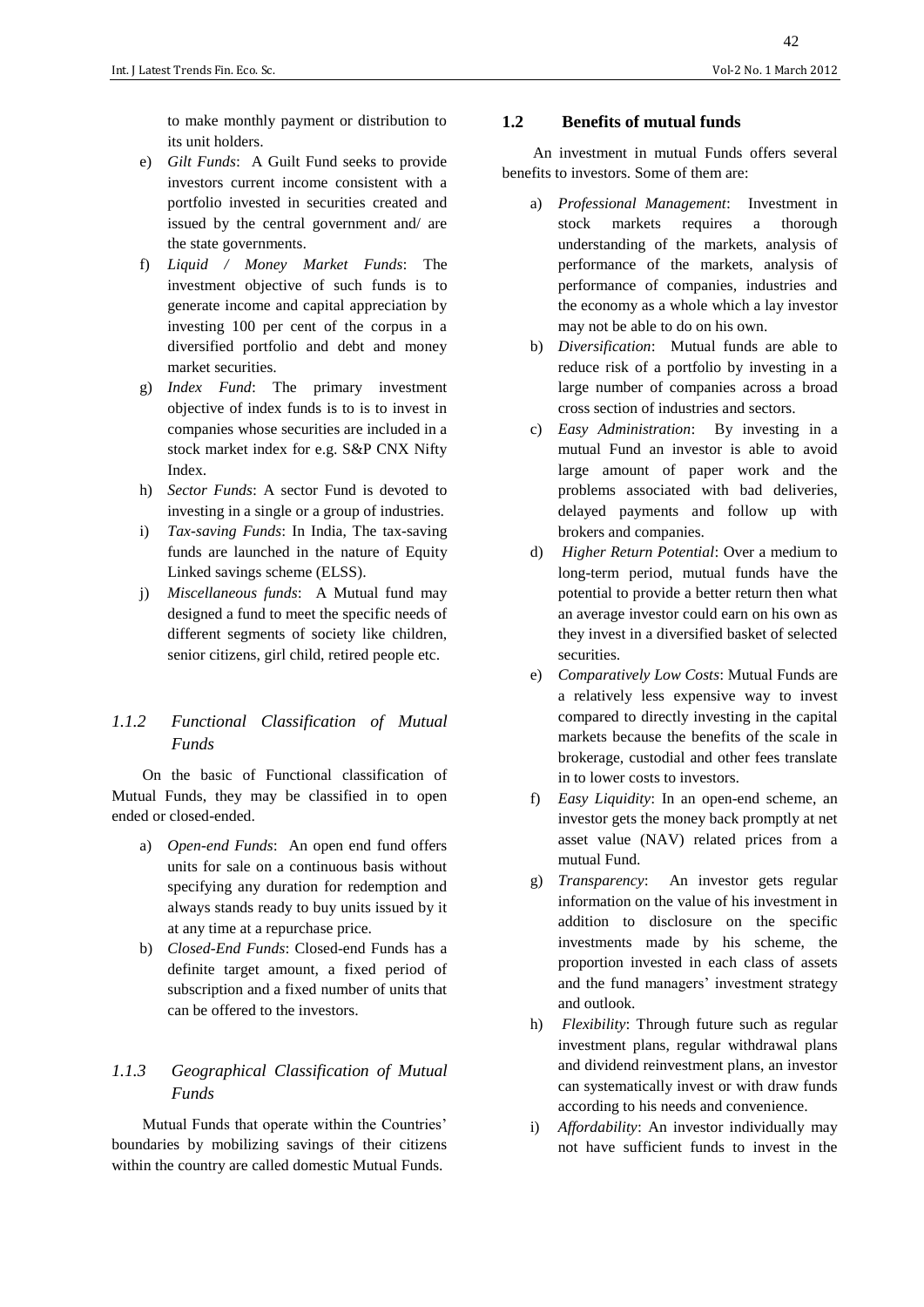to make monthly payment or distribution to its unit holders.

e) *Gilt Funds*: A Guilt Fund seeks to provide investors current income consistent with a portfolio invested in securities created and issued by the central government and/ are the state governments.

f) *Liquid / Money Market Funds*: The investment objective of such funds is to generate income and capital appreciation by investing 100 per cent of the corpus in a diversified portfolio and debt and money market securities.

g) *Index Fund*: The primary investment objective of index funds is to is to invest in companies whose securities are included in a stock market index for e.g. S&P CNX Nifty Index.

h) *Sector Funds*: A sector Fund is devoted to investing in a single or a group of industries.

i) *Tax-saving Funds*: In India, The tax-saving funds are launched in the nature of Equity Linked savings scheme (ELSS).

j) *Miscellaneous funds*: A Mutual fund may designed a fund to meet the specific needs of different segments of society like children, senior citizens, girl child, retired people etc.

### *1.1.2 Functional Classification of Mutual Funds*

On the basic of Functional classification of Mutual Funds, they may be classified in to open ended or closed-ended.

a) *Open-end Funds*: An open end fund offers units for sale on a continuous basis without specifying any duration for redemption and always stands ready to buy units issued by it at any time at a repurchase price.

b) *Closed-End Funds*: Closed-end Funds has a definite target amount, a fixed period of subscription and a fixed number of units that can be offered to the investors.

### *1.1.3 Geographical Classification of Mutual Funds*

Mutual Funds that operate within the Countries' boundaries by mobilizing savings of their citizens within the country are called domestic Mutual Funds.

## **1.2 Benefits of mutual funds**

An investment in mutual Funds offers several benefits to investors. Some of them are:

a) *Professional Management*: Investment in stock markets requires a thorough understanding of the markets, analysis of performance of the markets, analysis of performance of companies, industries and the economy as a whole which a lay investor may not be able to do on his own.

b) *Diversification*: Mutual funds are able to reduce risk of a portfolio by investing in a large number of companies across a broad cross section of industries and sectors.

c) *Easy Administration*: By investing in a mutual Fund an investor is able to avoid large amount of paper work and the problems associated with bad deliveries, delayed payments and follow up with brokers and companies.

d) *Higher Return Potential*: Over a medium to long-term period, mutual funds have the potential to provide a better return then what an average investor could earn on his own as they invest in a diversified basket of selected securities.

e) *Comparatively Low Costs*: Mutual Funds are a relatively less expensive way to invest compared to directly investing in the capital markets because the benefits of the scale in brokerage, custodial and other fees translate in to lower costs to investors.

f) *Easy Liquidity*: In an open-end scheme, an investor gets the money back promptly at net asset value (NAV) related prices from a mutual Fund.

g) *Transparency*: An investor gets regular information on the value of his investment in addition to disclosure on the specific investments made by his scheme, the proportion invested in each class of assets and the fund managers' investment strategy and outlook.

h) *Flexibility*: Through future such as regular investment plans, regular withdrawal plans and dividend reinvestment plans, an investor can systematically invest or with draw funds according to his needs and convenience.

i) *Affordability*: An investor individually may not have sufficient funds to invest in the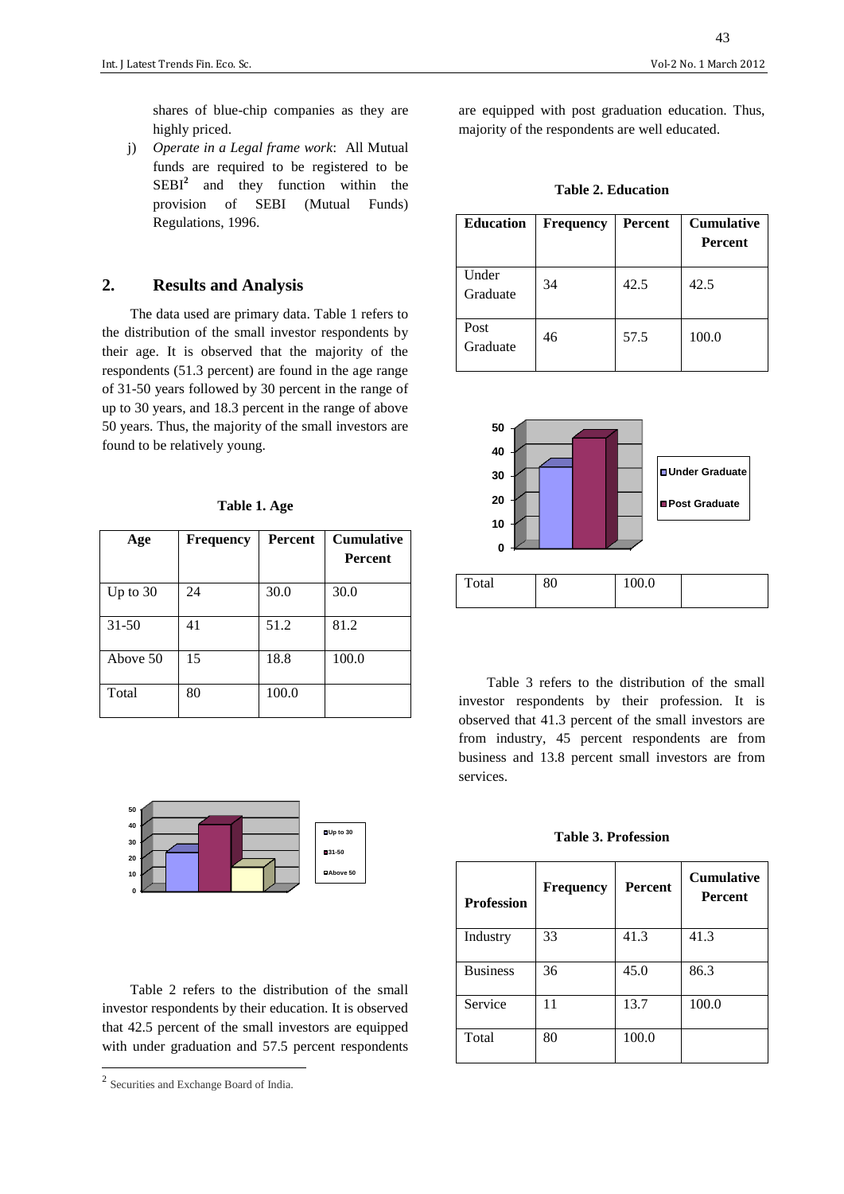shares of blue-chip companies as they are highly priced.

j) *Operate in a Legal frame work*: All Mutual funds are required to be registered to be SEBI[2] and they function within the provision of SEBI (Mutual Funds) Regulations, 1996.

## 2. Results and Analysis

The data used are primary data. Table 1 refers to the distribution of the small investor respondents by their age. It is observed that the majority of the respondents (51.3 percent) are found in the age range of 31-50 years followed by 30 percent in the range of up to 30 years, and 18.3 percent in the range of above 50 years. Thus, the majority of the small investors are found to be relatively young.

**Table 1. Age**

| Age | Frequency | Percent | Cumulative Percent |
|---|---|---|---|
| Up to 30 | 24 | 30.0 | 30.0 |
| 31-50 | 41 | 51.2 | 81.2 |
| Above 50 | 15 | 18.8 | 100.0 |
| Total | 80 | 100.0 | |

Table 2 refers to the distribution of the small investor respondents by their education. It is observed that 42.5 percent of the small investors are equipped with under graduation and 57.5 percent respondents are equipped with post graduation education. Thus, majority of the respondents are well educated.

**Table 2. Education**

| Education | Frequency | Percent | Cumulative Percent |
|---|---|---|---|
| Under Graduate | 34 | 42.5 | 42.5 |
| Post Graduate | 46 | 57.5 | 100.0 |
| Total | 80 | 100.0 | |

Table 3 refers to the distribution of the small investor respondents by their profession. It is observed that 41.3 percent of the small investors are from industry, 45 percent respondents are from business and 13.8 percent small investors are from services.

**Table 3. Profession**

| Profession | Frequency | Percent | Cumulative Percent |
|---|---|---|---|
| Industry | 33 | 41.3 | 41.3 |
| Business | 36 | 45.0 | 86.3 |
| Service | 11 | 13.7 | 100.0 |
| Total | 80 | 100.0 | |

[2] Securities and Exchange Board of India.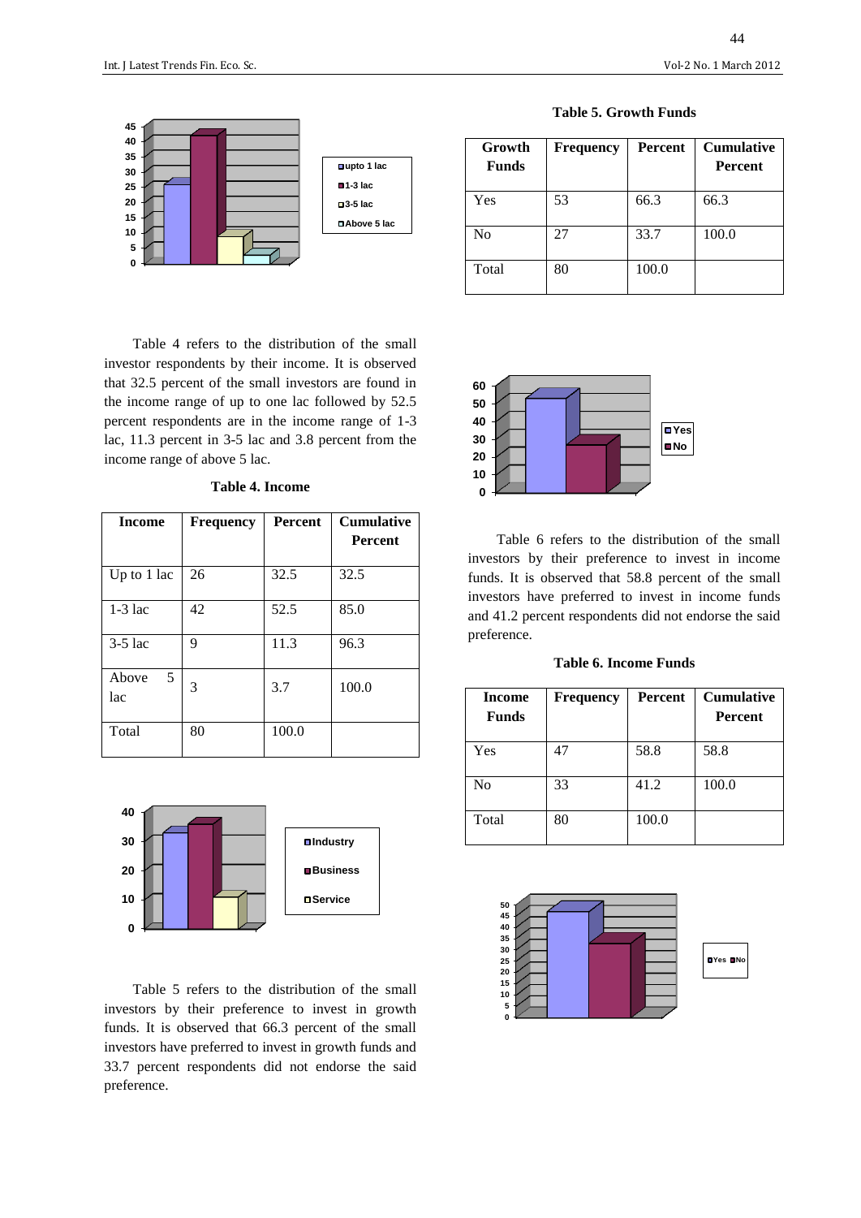Table 4 refers to the distribution of the small investor respondents by their income. It is observed that 32.5 percent of the small investors are found in the income range of up to one lac followed by 52.5 percent respondents are in the income range of 1-3 lac, 11.3 percent in 3-5 lac and 3.8 percent from the income range of above 5 lac.

**Table 4. Income**

| Income | Frequency | Percent | Cumulative Percent |
|---|---|---|---|
| Up to 1 lac | 26 | 32.5 | 32.5 |
| 1-3 lac | 42 | 52.5 | 85.0 |
| 3-5 lac | 9 | 11.3 | 96.3 |
| Above 5 lac | 3 | 3.7 | 100.0 |
| Total | 80 | 100.0 | |

Table 5 refers to the distribution of the small investors by their preference to invest in growth funds. It is observed that 66.3 percent of the small investors have preferred to invest in growth funds and 33.7 percent respondents did not endorse the said preference.

**Table 5. Growth Funds**

| Growth Funds | Frequency | Percent | Cumulative Percent |
|---|---|---|---|
| Yes | 53 | 66.3 | 66.3 |
| No | 27 | 33.7 | 100.0 |
| Total | 80 | 100.0 | |

Table 6 refers to the distribution of the small investors by their preference to invest in income funds. It is observed that 58.8 percent of the small investors have preferred to invest in income funds and 41.2 percent respondents did not endorse the said preference.

**Table 6. Income Funds**

| Income Funds | Frequency | Percent | Cumulative Percent |
|---|---|---|---|
| Yes | 47 | 58.8 | 58.8 |
| No | 33 | 41.2 | 100.0 |
| Total | 80 | 100.0 | |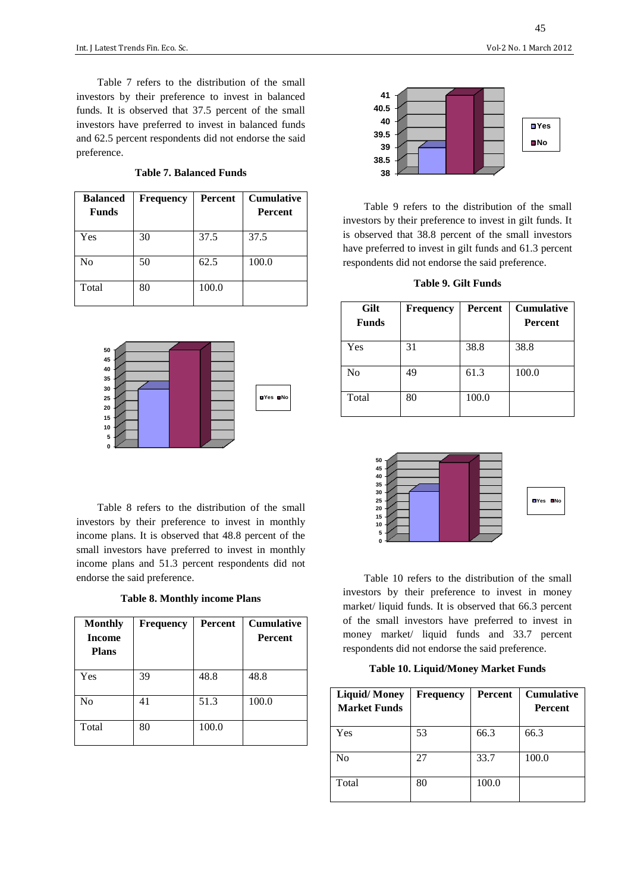Table 7 refers to the distribution of the small investors by their preference to invest in balanced funds. It is observed that 37.5 percent of the small investors have preferred to invest in balanced funds and 62.5 percent respondents did not endorse the said preference.

**Table 7. Balanced Funds**

| Balanced Funds | Frequency | Percent | Cumulative Percent |
|---|---|---|---|
| Yes | 30 | 37.5 | 37.5 |
| No | 50 | 62.5 | 100.0 |
| Total | 80 | 100.0 | |

Table 8 refers to the distribution of the small investors by their preference to invest in monthly income plans. It is observed that 48.8 percent of the small investors have preferred to invest in monthly income plans and 51.3 percent respondents did not endorse the said preference.

**Table 8. Monthly income Plans**

| Monthly Income Plans | Frequency | Percent | Cumulative Percent |
|---|---|---|---|
| Yes | 39 | 48.8 | 48.8 |
| No | 41 | 51.3 | 100.0 |
| Total | 80 | 100.0 | |

Table 9 refers to the distribution of the small investors by their preference to invest in gilt funds. It is observed that 38.8 percent of the small investors have preferred to invest in gilt funds and 61.3 percent respondents did not endorse the said preference.

**Table 9. Gilt Funds**

| Gilt Funds | Frequency | Percent | Cumulative Percent |
|---|---|---|---|
| Yes | 31 | 38.8 | 38.8 |
| No | 49 | 61.3 | 100.0 |
| Total | 80 | 100.0 | |

Table 10 refers to the distribution of the small investors by their preference to invest in money market/ liquid funds. It is observed that 66.3 percent of the small investors have preferred to invest in money market/ liquid funds and 33.7 percent respondents did not endorse the said preference.

**Table 10. Liquid/Money Market Funds**

| Liquid/ Money Market Funds | Frequency | Percent | Cumulative Percent |
|---|---|---|---|
| Yes | 53 | 66.3 | 66.3 |
| No | 27 | 33.7 | 100.0 |
| Total | 80 | 100.0 | |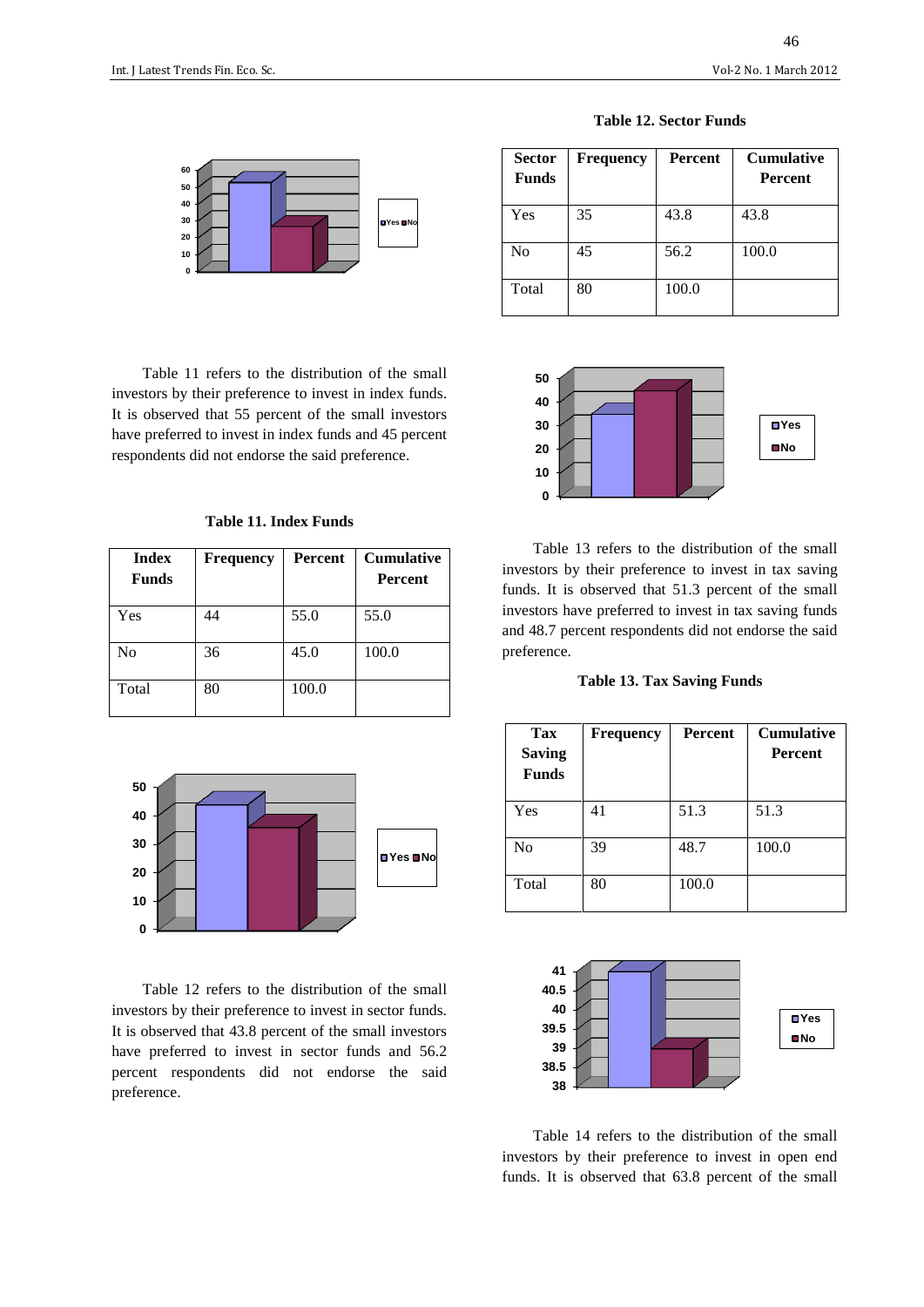Table 11 refers to the distribution of the small investors by their preference to invest in index funds. It is observed that 55 percent of the small investors have preferred to invest in index funds and 45 percent respondents did not endorse the said preference.

**Table 11. Index Funds**

| Index Funds | Frequency | Percent | Cumulative Percent |
|---|---|---|---|
| Yes | 44 | 55.0 | 55.0 |
| No | 36 | 45.0 | 100.0 |
| Total | 80 | 100.0 | |

Table 12 refers to the distribution of the small investors by their preference to invest in sector funds. It is observed that 43.8 percent of the small investors have preferred to invest in sector funds and 56.2 percent respondents did not endorse the said preference.

**Table 12. Sector Funds**

| Sector Funds | Frequency | Percent | Cumulative Percent |
|---|---|---|---|
| Yes | 35 | 43.8 | 43.8 |
| No | 45 | 56.2 | 100.0 |
| Total | 80 | 100.0 | |

Table 13 refers to the distribution of the small investors by their preference to invest in tax saving funds. It is observed that 51.3 percent of the small investors have preferred to invest in tax saving funds and 48.7 percent respondents did not endorse the said preference.

**Table 13. Tax Saving Funds**

| Tax Saving Funds | Frequency | Percent | Cumulative Percent |
|---|---|---|---|
| Yes | 41 | 51.3 | 51.3 |
| No | 39 | 48.7 | 100.0 |
| Total | 80 | 100.0 | |

Table 14 refers to the distribution of the small investors by their preference to invest in open end funds. It is observed that 63.8 percent of the small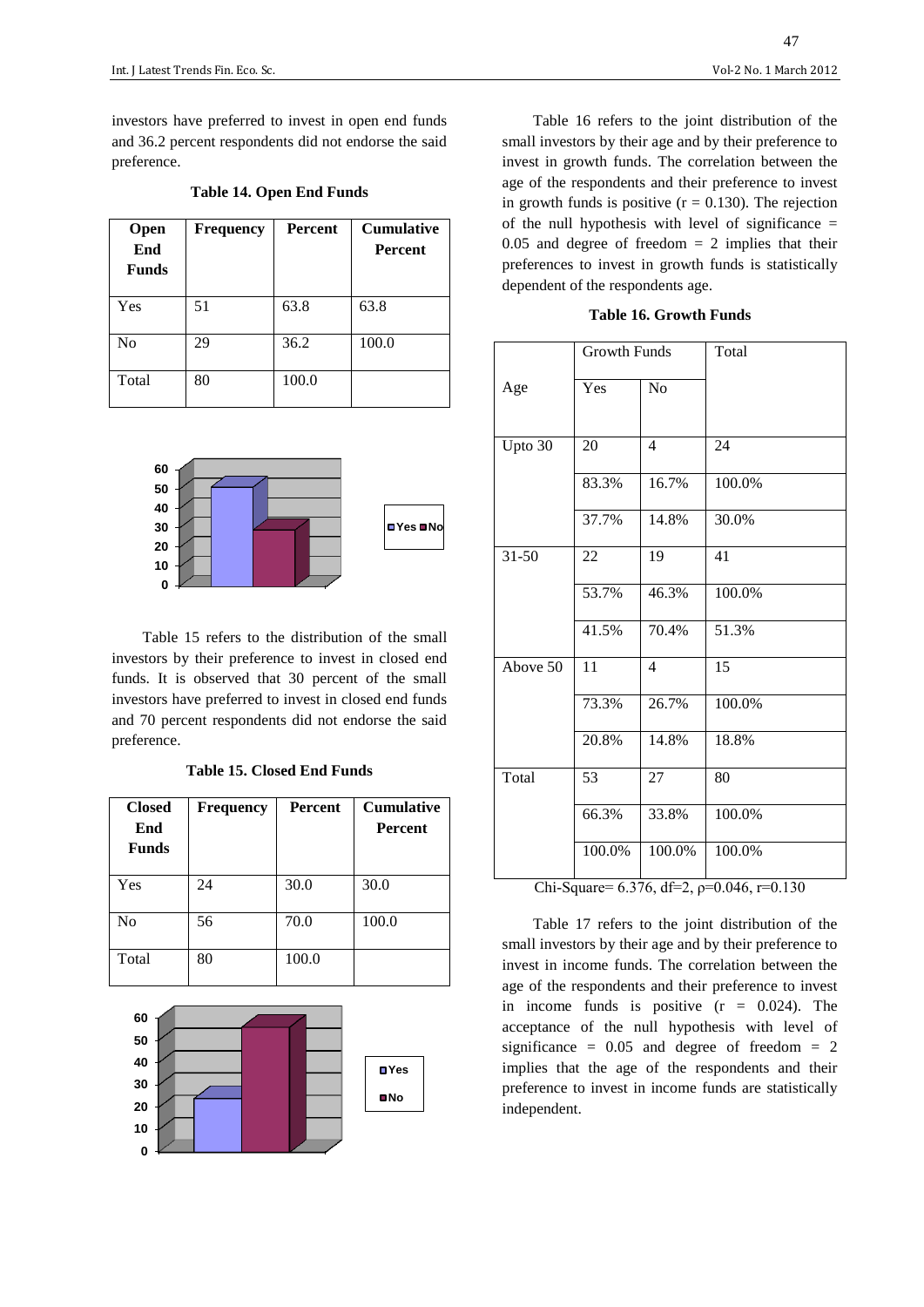investors have preferred to invest in open end funds and 36.2 percent respondents did not endorse the said preference.

**Table 14. Open End Funds**

| Open End Funds | Frequency | Percent | Cumulative Percent |
|---|---|---|---|
| Yes | 51 | 63.8 | 63.8 |
| No | 29 | 36.2 | 100.0 |
| Total | 80 | 100.0 | |

Table 15 refers to the distribution of the small investors by their preference to invest in closed end funds. It is observed that 30 percent of the small investors have preferred to invest in closed end funds and 70 percent respondents did not endorse the said preference.

**Table 15. Closed End Funds**

| Closed End Funds | Frequency | Percent | Cumulative Percent |
|---|---|---|---|
| Yes | 24 | 30.0 | 30.0 |
| No | 56 | 70.0 | 100.0 |
| Total | 80 | 100.0 | |

Table 16 refers to the joint distribution of the small investors by their age and by their preference to invest in growth funds. The correlation between the age of the respondents and their preference to invest in growth funds is positive ($r = 0.130$). The rejection of the null hypothesis with level of significance = 0.05 and degree of freedom = 2 implies that their preferences to invest in growth funds is statistically dependent of the respondents age.

**Table 16. Growth Funds**

| Age | Growth Funds | | Total |
|---|---|---|---|
| | Yes | No | |
| Upto 30 | 20 | 4 | 24 |
| | 83.3% | 16.7% | 100.0% |
| | 37.7% | 14.8% | 30.0% |
| 31-50 | 22 | 19 | 41 |
| | 53.7% | 46.3% | 100.0% |
| | 41.5% | 70.4% | 51.3% |
| Above 50 | 11 | 4 | 15 |
| | 73.3% | 26.7% | 100.0% |
| | 20.8% | 14.8% | 18.8% |
| Total | 53 | 27 | 80 |
| | 66.3% | 33.8% | 100.0% |
| | 100.0% | 100.0% | 100.0% |

Chi-Square= 6.376, df=2, $\rho$=0.046, r=0.130

Table 17 refers to the joint distribution of the small investors by their age and by their preference to invest in income funds. The correlation between the age of the respondents and their preference to invest in income funds is positive ($r = 0.024$). The acceptance of the null hypothesis with level of significance = 0.05 and degree of freedom = 2 implies that the age of the respondents and their preference to invest in income funds are statistically independent.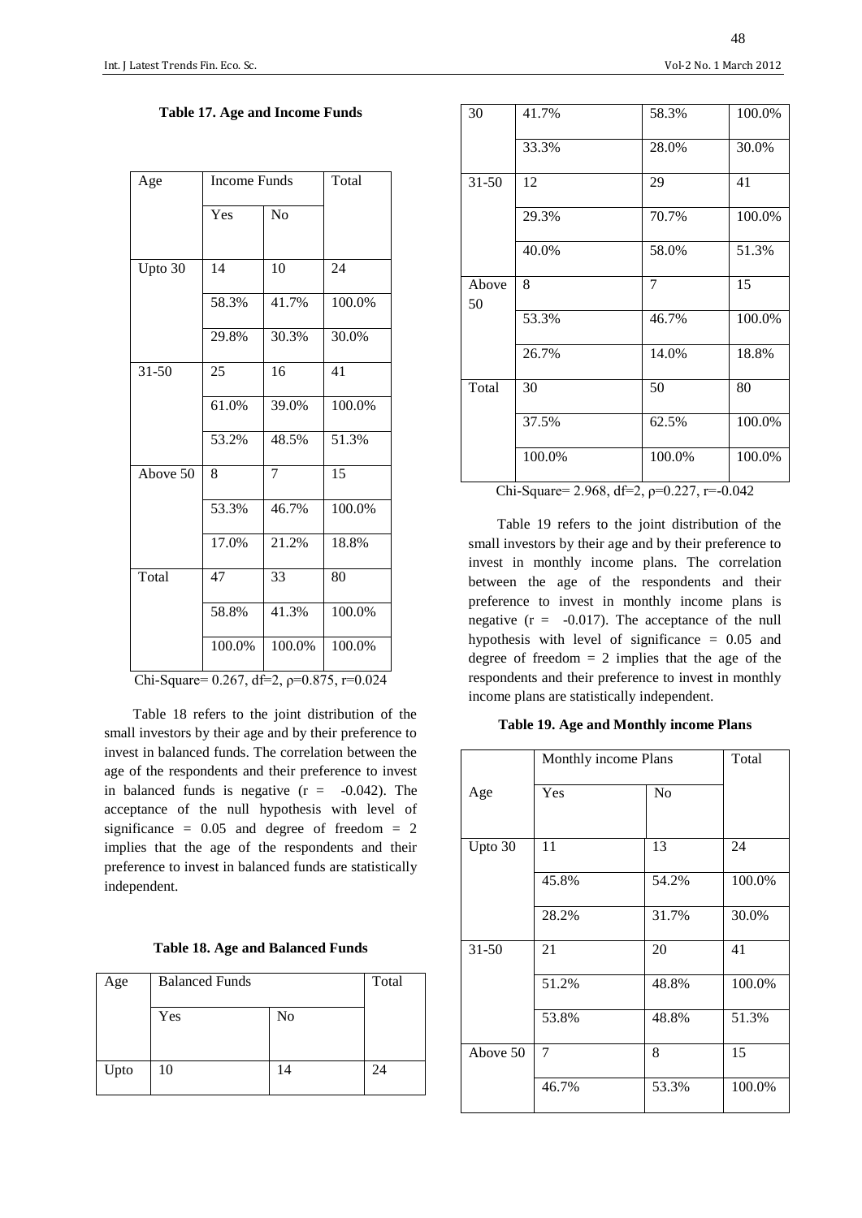**Table 17. Age and Income Funds**

| Age | Income Funds | | Total |
|---|---|---|---|
| | Yes | No | |
| Upto 30 | 14 | 10 | 24 |
| | 58.3% | 41.7% | 100.0% |
| | 29.8% | 30.3% | 30.0% |
| 31-50 | 25 | 16 | 41 |
| | 61.0% | 39.0% | 100.0% |
| | 53.2% | 48.5% | 51.3% |
| Above 50 | 8 | 7 | 15 |
| | 53.3% | 46.7% | 100.0% |
| | 17.0% | 21.2% | 18.8% |
| Total | 47 | 33 | 80 |
| | 58.8% | 41.3% | 100.0% |
| | 100.0% | 100.0% | 100.0% |

Chi-Square= 0.267, df=2, ρ=0.875, r=0.024

Table 18 refers to the joint distribution of the small investors by their age and by their preference to invest in balanced funds. The correlation between the age of the respondents and their preference to invest in balanced funds is negative (r = -0.042). The acceptance of the null hypothesis with level of significance = 0.05 and degree of freedom = 2 implies that the age of the respondents and their preference to invest in balanced funds are statistically independent.

**Table 18. Age and Balanced Funds**

| Age | Balanced Funds | | Total |
|---|---|---|---|
| | Yes | No | |
| Upto 30 | 10 | 14 | 24 |
| | 41.7% | 58.3% | 100.0% |
| | 33.3% | 28.0% | 30.0% |
| 31-50 | 12 | 29 | 41 |
| | 29.3% | 70.7% | 100.0% |
| | 40.0% | 58.0% | 51.3% |
| Above 50 | 8 | 7 | 15 |
| | 53.3% | 46.7% | 100.0% |
| | 26.7% | 14.0% | 18.8% |
| Total | 30 | 50 | 80 |
| | 37.5% | 62.5% | 100.0% |
| | 100.0% | 100.0% | 100.0% |

Chi-Square= 2.968, df=2, ρ=0.227, r=-0.042

Table 19 refers to the joint distribution of the small investors by their age and by their preference to invest in monthly income plans. The correlation between the age of the respondents and their preference to invest in monthly income plans is negative (r = -0.017). The acceptance of the null hypothesis with level of significance = 0.05 and degree of freedom = 2 implies that the age of the respondents and their preference to invest in monthly income plans are statistically independent.

**Table 19. Age and Monthly income Plans**

| Age | Monthly income Plans | | Total |
|---|---|---|---|
| | Yes | No | |
| Upto 30 | 11 | 13 | 24 |
| | 45.8% | 54.2% | 100.0% |
| | 28.2% | 31.7% | 30.0% |
| 31-50 | 21 | 20 | 41 |
| | 51.2% | 48.8% | 100.0% |
| | 53.8% | 48.8% | 51.3% |
| Above 50 | 7 | 8 | 15 |
| | 46.7% | 53.3% | 100.0% |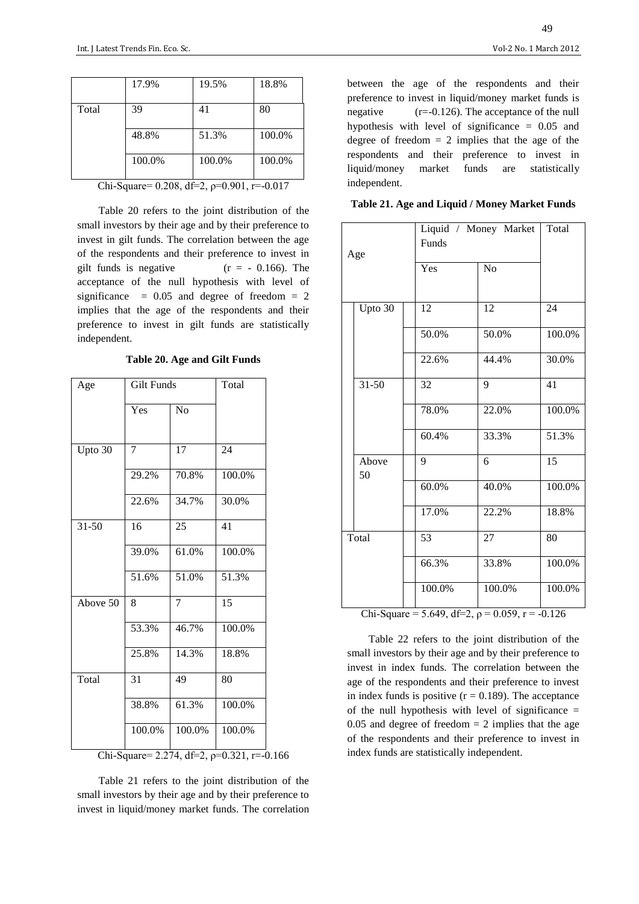| | 17.9% | 19.5% | 18.8% |
|---|---|---|---|
| Total | 39 | 41 | 80 |
| | 48.8% | 51.3% | 100.0% |
| | 100.0% | 100.0% | 100.0% |

Chi-Square= 0.208, df=2, ρ=0.901, r=-0.017

Table 20 refers to the joint distribution of the small investors by their age and by their preference to invest in gilt funds. The correlation between the age of the respondents and their preference to invest in gilt funds is negative (r = - 0.166). The acceptance of the null hypothesis with level of significance = 0.05 and degree of freedom = 2 implies that the age of the respondents and their preference to invest in gilt funds are statistically independent.

**Table 20. Age and Gilt Funds**

| Age | Gilt Funds | | Total |
|---|---|---|---|
| | Yes | No | |
| Upto 30 | 7 | 17 | 24 |
| | 29.2% | 70.8% | 100.0% |
| | 22.6% | 34.7% | 30.0% |
| 31-50 | 16 | 25 | 41 |
| | 39.0% | 61.0% | 100.0% |
| | 51.6% | 51.0% | 51.3% |
| Above 50 | 8 | 7 | 15 |
| | 53.3% | 46.7% | 100.0% |
| | 25.8% | 14.3% | 18.8% |
| Total | 31 | 49 | 80 |
| | 38.8% | 61.3% | 100.0% |
| | 100.0% | 100.0% | 100.0% |

Chi-Square= 2.274, df=2, ρ=0.321, r=-0.166

Table 21 refers to the joint distribution of the small investors by their age and by their preference to invest in liquid/money market funds. The correlation between the age of the respondents and their preference to invest in liquid/money market funds is negative (r=-0.126). The acceptance of the null hypothesis with level of significance = 0.05 and degree of freedom = 2 implies that the age of the respondents and their preference to invest in liquid/money market funds are statistically independent.

**Table 21. Age and Liquid / Money Market Funds**

| Age | Liquid / Money Market Funds | | Total |
|---|---|---|---|
| | Yes | No | |
| Upto 30 | 12 | 12 | 24 |
| | 50.0% | 50.0% | 100.0% |
| | 22.6% | 44.4% | 30.0% |
| 31-50 | 32 | 9 | 41 |
| | 78.0% | 22.0% | 100.0% |
| | 60.4% | 33.3% | 51.3% |
| Above 50 | 9 | 6 | 15 |
| | 60.0% | 40.0% | 100.0% |
| | 17.0% | 22.2% | 18.8% |
| Total | 53 | 27 | 80 |
| | 66.3% | 33.8% | 100.0% |
| | 100.0% | 100.0% | 100.0% |

Chi-Square = 5.649, df=2, ρ = 0.059, r = -0.126

Table 22 refers to the joint distribution of the small investors by their age and by their preference to invest in index funds. The correlation between the age of the respondents and their preference to invest in index funds is positive (r = 0.189). The acceptance of the null hypothesis with level of significance = 0.05 and degree of freedom = 2 implies that the age of the respondents and their preference to invest in index funds are statistically independent.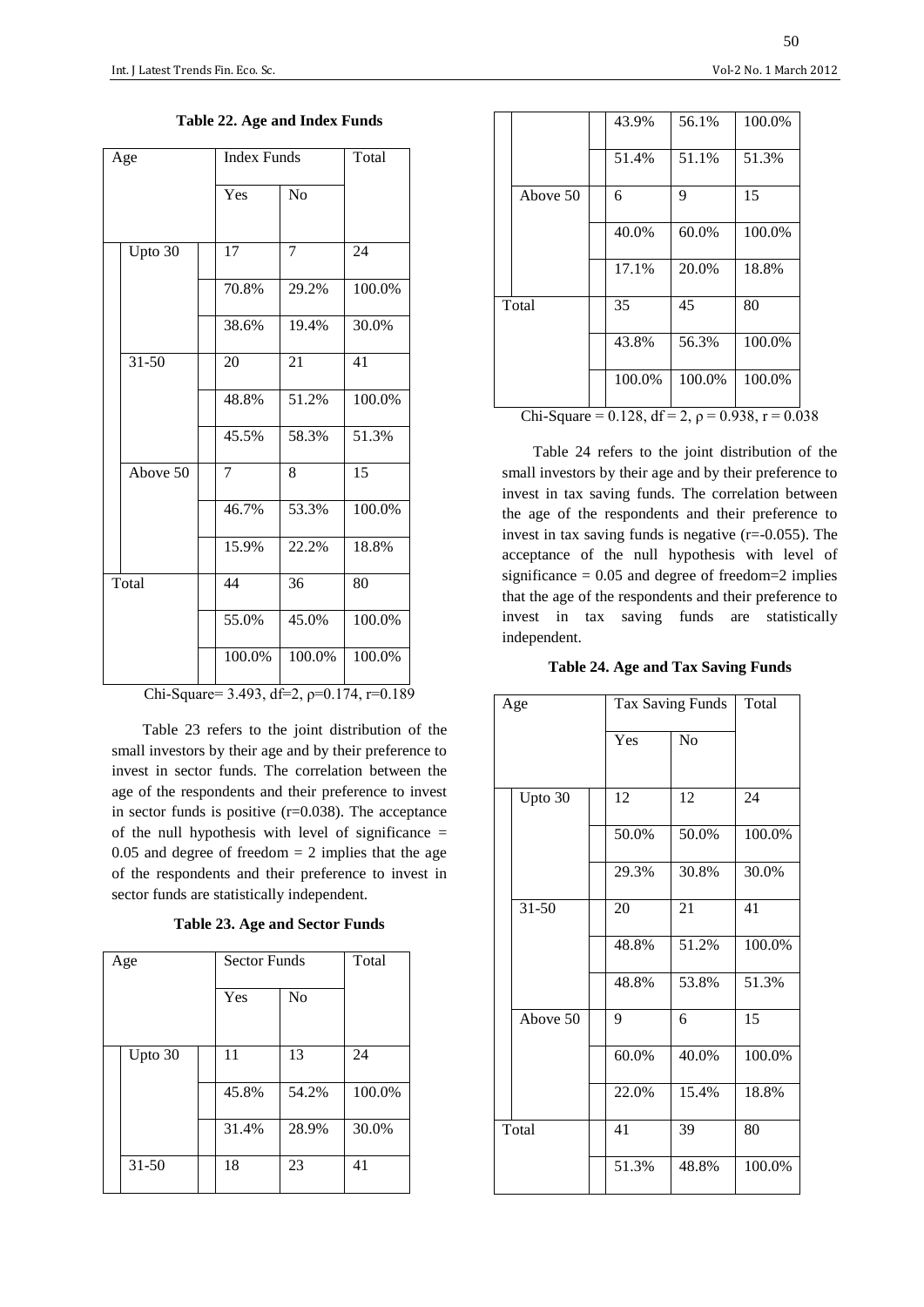**Table 22. Age and Index Funds**

| Age | | Index Funds | | Total |
|---|---|---|---|---|
| | | Yes | No | |
| | Upto 30 | 17 | 7 | 24 |
| | | 70.8% | 29.2% | 100.0% |
| | | 38.6% | 19.4% | 30.0% |
| | 31-50 | 20 | 21 | 41 |
| | | 48.8% | 51.2% | 100.0% |
| | | 45.5% | 58.3% | 51.3% |
| | Above 50 | 7 | 8 | 15 |
| | | 46.7% | 53.3% | 100.0% |
| | | 15.9% | 22.2% | 18.8% |
| Total | | 44 | 36 | 80 |
| | | 55.0% | 45.0% | 100.0% |
| | | 100.0% | 100.0% | 100.0% |

Chi-Square= 3.493, df=2, ρ=0.174, r=0.189

Table 23 refers to the joint distribution of the small investors by their age and by their preference to invest in sector funds. The correlation between the age of the respondents and their preference to invest in sector funds is positive (r=0.038). The acceptance of the null hypothesis with level of significance = 0.05 and degree of freedom = 2 implies that the age of the respondents and their preference to invest in sector funds are statistically independent.

**Table 23. Age and Sector Funds**

| Age | | Sector Funds | | Total |
|---|---|---|---|---|
| | | Yes | No | |
| | Upto 30 | 11 | 13 | 24 |
| | | 45.8% | 54.2% | 100.0% |
| | | 31.4% | 28.9% | 30.0% |
| | 31-50 | 18 | 23 | 41 |
| | | 43.9% | 56.1% | 100.0% |
| | | 51.4% | 51.1% | 51.3% |
| | Above 50 | 6 | 9 | 15 |
| | | 40.0% | 60.0% | 100.0% |
| | | 17.1% | 20.0% | 18.8% |
| Total | | 35 | 45 | 80 |
| | | 43.8% | 56.3% | 100.0% |
| | | 100.0% | 100.0% | 100.0% |

Chi-Square = 0.128, df = 2, ρ = 0.938, r = 0.038

Table 24 refers to the joint distribution of the small investors by their age and by their preference to invest in tax saving funds. The correlation between the age of the respondents and their preference to invest in tax saving funds is negative (r=-0.055). The acceptance of the null hypothesis with level of significance = 0.05 and degree of freedom=2 implies that the age of the respondents and their preference to invest in tax saving funds are statistically independent.

**Table 24. Age and Tax Saving Funds**

| Age | | Tax Saving Funds | | Total |
|---|---|---|---|---|
| | | Yes | No | |
| | Upto 30 | 12 | 12 | 24 |
| | | 50.0% | 50.0% | 100.0% |
| | | 29.3% | 30.8% | 30.0% |
| | 31-50 | 20 | 21 | 41 |
| | | 48.8% | 51.2% | 100.0% |
| | | 48.8% | 53.8% | 51.3% |
| | Above 50 | 9 | 6 | 15 |
| | | 60.0% | 40.0% | 100.0% |
| | | 22.0% | 15.4% | 18.8% |
| Total | | 41 | 39 | 80 |
| | | 51.3% | 48.8% | 100.0% |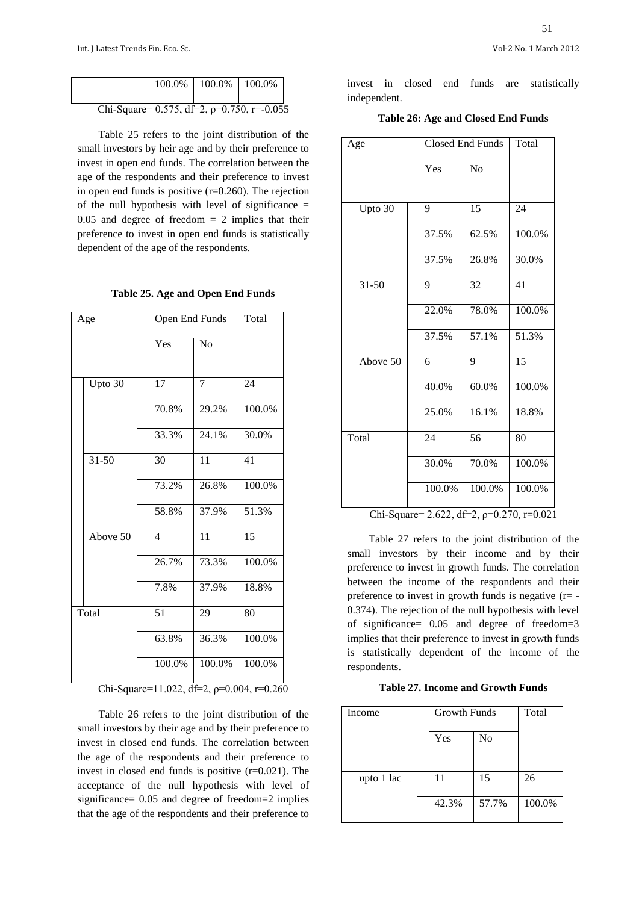| | | 100.0% | 100.0% | 100.0% |
|---|---|---|---|---|

Chi-Square= 0.575, df=2, ρ=0.750, r=-0.055

Table 25 refers to the joint distribution of the small investors by heir age and by their preference to invest in open end funds. The correlation between the age of the respondents and their preference to invest in open end funds is positive (r=0.260). The rejection of the null hypothesis with level of significance = 0.05 and degree of freedom = 2 implies that their preference to invest in open end funds is statistically dependent of the age of the respondents.

**Table 25. Age and Open End Funds**

| Age | | Open End Funds | | Total |
|---|---|---|---|---|
| | | Yes | No | |
| Upto 30 | | 17 | 7 | 24 |
| | | 70.8% | 29.2% | 100.0% |
| | | 33.3% | 24.1% | 30.0% |
| 31-50 | | 30 | 11 | 41 |
| | | 73.2% | 26.8% | 100.0% |
| | | 58.8% | 37.9% | 51.3% |
| Above 50 | | 4 | 11 | 15 |
| | | 26.7% | 73.3% | 100.0% |
| | | 7.8% | 37.9% | 18.8% |
| Total | | 51 | 29 | 80 |
| | | 63.8% | 36.3% | 100.0% |
| | | 100.0% | 100.0% | 100.0% |

Chi-Square=11.022, df=2, ρ=0.004, r=0.260

Table 26 refers to the joint distribution of the small investors by their age and by their preference to invest in closed end funds. The correlation between the age of the respondents and their preference to invest in closed end funds is positive (r=0.021). The acceptance of the null hypothesis with level of significance= 0.05 and degree of freedom=2 implies that the age of the respondents and their preference to invest in closed end funds are statistically independent.

**Table 26: Age and Closed End Funds**

| Age | | Closed End Funds | | Total |
|---|---|---|---|---|
| | | Yes | No | |
| Upto 30 | | 9 | 15 | 24 |
| | | 37.5% | 62.5% | 100.0% |
| | | 37.5% | 26.8% | 30.0% |
| 31-50 | | 9 | 32 | 41 |
| | | 22.0% | 78.0% | 100.0% |
| | | 37.5% | 57.1% | 51.3% |
| Above 50 | | 6 | 9 | 15 |
| | | 40.0% | 60.0% | 100.0% |
| | | 25.0% | 16.1% | 18.8% |
| Total | | 24 | 56 | 80 |
| | | 30.0% | 70.0% | 100.0% |
| | | 100.0% | 100.0% | 100.0% |

Chi-Square= 2.622, df=2, ρ=0.270, r=0.021

Table 27 refers to the joint distribution of the small investors by their income and by their preference to invest in growth funds. The correlation between the income of the respondents and their preference to invest in growth funds is negative (r= -0.374). The rejection of the null hypothesis with level of significance= 0.05 and degree of freedom=3 implies that their preference to invest in growth funds is statistically dependent of the income of the respondents.

**Table 27. Income and Growth Funds**

| Income | | Growth Funds | | Total |
|---|---|---|---|---|
| | | Yes | No | |
| upto 1 lac | | 11 | 15 | 26 |
| | | 42.3% | 57.7% | 100.0% |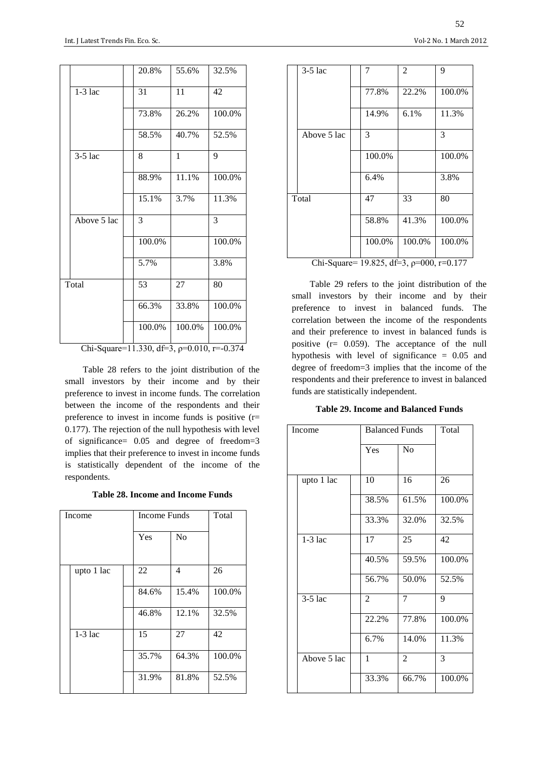| | | | |
|---|---|---|---|
| | 20.8% | 55.6% | 32.5% |
| 1-3 lac | 31 | 11 | 42 |
| | 73.8% | 26.2% | 100.0% |
| | 58.5% | 40.7% | 52.5% |
| 3-5 lac | 8 | 1 | 9 |
| | 88.9% | 11.1% | 100.0% |
| | 15.1% | 3.7% | 11.3% |
| Above 5 lac | 3 | | 3 |
| | 100.0% | | 100.0% |
| | 5.7% | | 3.8% |
| Total | 53 | 27 | 80 |
| | 66.3% | 33.8% | 100.0% |
| | 100.0% | 100.0% | 100.0% |

Chi-Square=11.330, df=3, ρ=0.010, r=-0.374

Table 28 refers to the joint distribution of the small investors by their income and by their preference to invest in income funds. The correlation between the income of the respondents and their preference to invest in income funds is positive (r= 0.177). The rejection of the null hypothesis with level of significance= 0.05 and degree of freedom=3 implies that their preference to invest in income funds is statistically dependent of the income of the respondents.

**Table 28. Income and Income Funds**

| Income | Income Funds | | Total |
|---|---|---|---|
| | Yes | No | |
| upto 1 lac | 22 | 4 | 26 |
| | 84.6% | 15.4% | 100.0% |
| | 46.8% | 12.1% | 32.5% |
| 1-3 lac | 15 | 27 | 42 |
| | 35.7% | 64.3% | 100.0% |
| | 31.9% | 81.8% | 52.5% |
| 3-5 lac | 7 | 2 | 9 |
| | 77.8% | 22.2% | 100.0% |
| | 14.9% | 6.1% | 11.3% |
| Above 5 lac | 3 | | 3 |
| | 100.0% | | 100.0% |
| | 6.4% | | 3.8% |
| Total | 47 | 33 | 80 |
| | 58.8% | 41.3% | 100.0% |
| | 100.0% | 100.0% | 100.0% |

Chi-Square= 19.825, df=3, ρ=000, r=0.177

Table 29 refers to the joint distribution of the small investors by their income and by their preference to invest in balanced funds. The correlation between the income of the respondents and their preference to invest in balanced funds is positive (r= 0.059). The acceptance of the null hypothesis with level of significance = 0.05 and degree of freedom=3 implies that the income of the respondents and their preference to invest in balanced funds are statistically independent.

**Table 29. Income and Balanced Funds**

| Income | Balanced Funds | | Total |
|---|---|---|---|
| | Yes | No | |
| upto 1 lac | 10 | 16 | 26 |
| | 38.5% | 61.5% | 100.0% |
| | 33.3% | 32.0% | 32.5% |
| 1-3 lac | 17 | 25 | 42 |
| | 40.5% | 59.5% | 100.0% |
| | 56.7% | 50.0% | 52.5% |
| 3-5 lac | 2 | 7 | 9 |
| | 22.2% | 77.8% | 100.0% |
| | 6.7% | 14.0% | 11.3% |
| Above 5 lac | 1 | 2 | 3 |
| | 33.3% | 66.7% | 100.0% |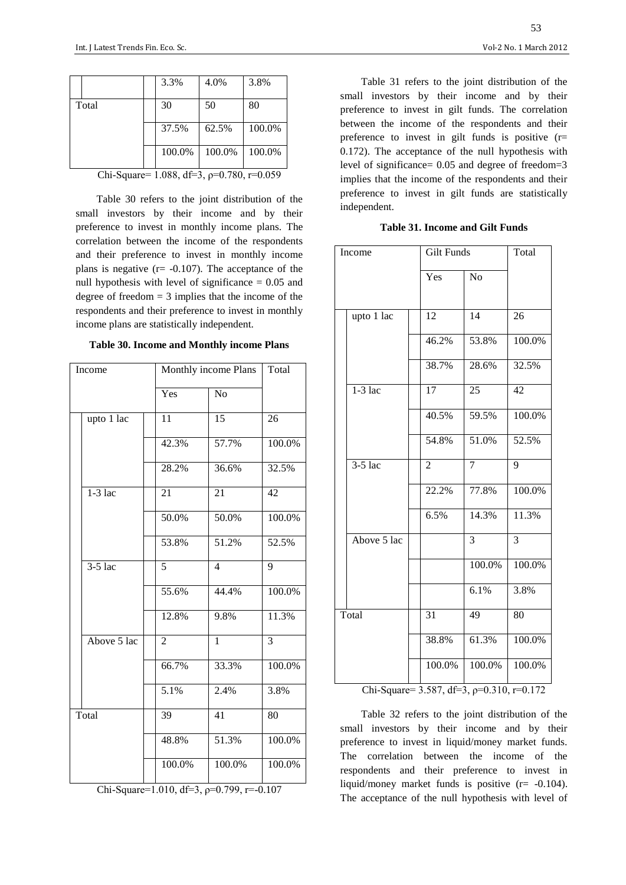|  |  | 3.3% | 4.0% | 3.8% |
|---|---|---|---|---|
| Total |  | 30 | 50 | 80 |
|  |  | 37.5% | 62.5% | 100.0% |
|  |  | 100.0% | 100.0% | 100.0% |

Chi-Square= 1.088, df=3, ρ=0.780, r=0.059

Table 30 refers to the joint distribution of the small investors by their income and by their preference to invest in monthly income plans. The correlation between the income of the respondents and their preference to invest in monthly income plans is negative (r= -0.107). The acceptance of the null hypothesis with level of significance = 0.05 and degree of freedom = 3 implies that the income of the respondents and their preference to invest in monthly income plans are statistically independent.

**Table 30. Income and Monthly income Plans**

| Income |  | Monthly income Plans |  | Total |
|---|---|---|---|---|
|  |  | Yes | No |  |
|  | upto 1 lac | 11 | 15 | 26 |
|  |  | 42.3% | 57.7% | 100.0% |
|  |  | 28.2% | 36.6% | 32.5% |
|  | 1-3 lac | 21 | 21 | 42 |
|  |  | 50.0% | 50.0% | 100.0% |
|  |  | 53.8% | 51.2% | 52.5% |
|  | 3-5 lac | 5 | 4 | 9 |
|  |  | 55.6% | 44.4% | 100.0% |
|  |  | 12.8% | 9.8% | 11.3% |
|  | Above 5 lac | 2 | 1 | 3 |
|  |  | 66.7% | 33.3% | 100.0% |
|  |  | 5.1% | 2.4% | 3.8% |
| Total |  | 39 | 41 | 80 |
|  |  | 48.8% | 51.3% | 100.0% |
|  |  | 100.0% | 100.0% | 100.0% |

Chi-Square=1.010, df=3, ρ=0.799, r=-0.107

Table 31 refers to the joint distribution of the small investors by their income and by their preference to invest in gilt funds. The correlation between the income of the respondents and their preference to invest in gilt funds is positive (r= 0.172). The acceptance of the null hypothesis with level of significance= 0.05 and degree of freedom=3 implies that the income of the respondents and their preference to invest in gilt funds are statistically independent.

**Table 31. Income and Gilt Funds**

| Income |  | Gilt Funds |  | Total |
|---|---|---|---|---|
|  |  | Yes | No |  |
|  | upto 1 lac | 12 | 14 | 26 |
|  |  | 46.2% | 53.8% | 100.0% |
|  |  | 38.7% | 28.6% | 32.5% |
|  | 1-3 lac | 17 | 25 | 42 |
|  |  | 40.5% | 59.5% | 100.0% |
|  |  | 54.8% | 51.0% | 52.5% |
|  | 3-5 lac | 2 | 7 | 9 |
|  |  | 22.2% | 77.8% | 100.0% |
|  |  | 6.5% | 14.3% | 11.3% |
|  | Above 5 lac |  | 3 | 3 |
|  |  |  | 100.0% | 100.0% |
|  |  |  | 6.1% | 3.8% |
| Total |  | 31 | 49 | 80 |
|  |  | 38.8% | 61.3% | 100.0% |
|  |  | 100.0% | 100.0% | 100.0% |

Chi-Square= 3.587, df=3, ρ=0.310, r=0.172

Table 32 refers to the joint distribution of the small investors by their income and by their preference to invest in liquid/money market funds. The correlation between the income of the respondents and their preference to invest in liquid/money market funds is positive (r= -0.104). The acceptance of the null hypothesis with level of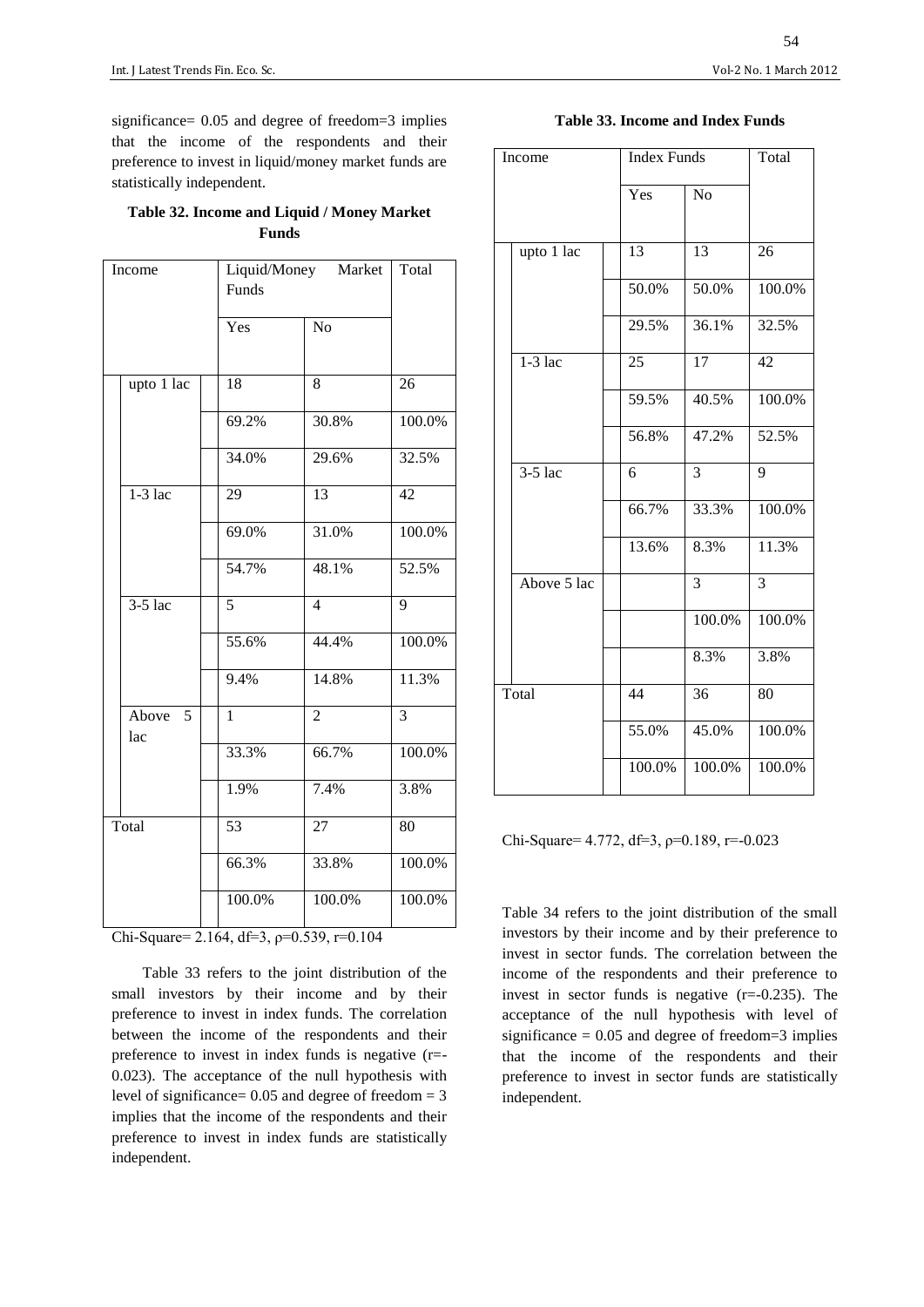significance= 0.05 and degree of freedom=3 implies that the income of the respondents and their preference to invest in liquid/money market funds are statistically independent.

**Table 32. Income and Liquid / Money Market Funds**

| Income | | Liquid/Money Market Funds | | Total |
|---|---|---|---|---|
| | | Yes | No | |
| | upto 1 lac | 18 | 8 | 26 |
| | | 69.2% | 30.8% | 100.0% |
| | | 34.0% | 29.6% | 32.5% |
| | 1-3 lac | 29 | 13 | 42 |
| | | 69.0% | 31.0% | 100.0% |
| | | 54.7% | 48.1% | 52.5% |
| | 3-5 lac | 5 | 4 | 9 |
| | | 55.6% | 44.4% | 100.0% |
| | | 9.4% | 14.8% | 11.3% |
| | Above 5 lac | 1 | 2 | 3 |
| | | 33.3% | 66.7% | 100.0% |
| | | 1.9% | 7.4% | 3.8% |
| Total | | 53 | 27 | 80 |
| | | 66.3% | 33.8% | 100.0% |
| | | 100.0% | 100.0% | 100.0% |

Chi-Square= 2.164, df=3, ρ=0.539, r=0.104

Table 33 refers to the joint distribution of the small investors by their income and by their preference to invest in index funds. The correlation between the income of the respondents and their preference to invest in index funds is negative (r=-0.023). The acceptance of the null hypothesis with level of significance= 0.05 and degree of freedom = 3 implies that the income of the respondents and their preference to invest in index funds are statistically independent.

**Table 33. Income and Index Funds**

| Income | | Index Funds | | Total |
|---|---|---|---|---|
| | | Yes | No | |
| | upto 1 lac | 13 | 13 | 26 |
| | | 50.0% | 50.0% | 100.0% |
| | | 29.5% | 36.1% | 32.5% |
| | 1-3 lac | 25 | 17 | 42 |
| | | 59.5% | 40.5% | 100.0% |
| | | 56.8% | 47.2% | 52.5% |
| | 3-5 lac | 6 | 3 | 9 |
| | | 66.7% | 33.3% | 100.0% |
| | | 13.6% | 8.3% | 11.3% |
| | Above 5 lac | | 3 | 3 |
| | | | 100.0% | 100.0% |
| | | | 8.3% | 3.8% |
| Total | | 44 | 36 | 80 |
| | | 55.0% | 45.0% | 100.0% |
| | | 100.0% | 100.0% | 100.0% |

Chi-Square= 4.772, df=3, ρ=0.189, r=-0.023

Table 34 refers to the joint distribution of the small investors by their income and by their preference to invest in sector funds. The correlation between the income of the respondents and their preference to invest in sector funds is negative (r=-0.235). The acceptance of the null hypothesis with level of significance = 0.05 and degree of freedom=3 implies that the income of the respondents and their preference to invest in sector funds are statistically independent.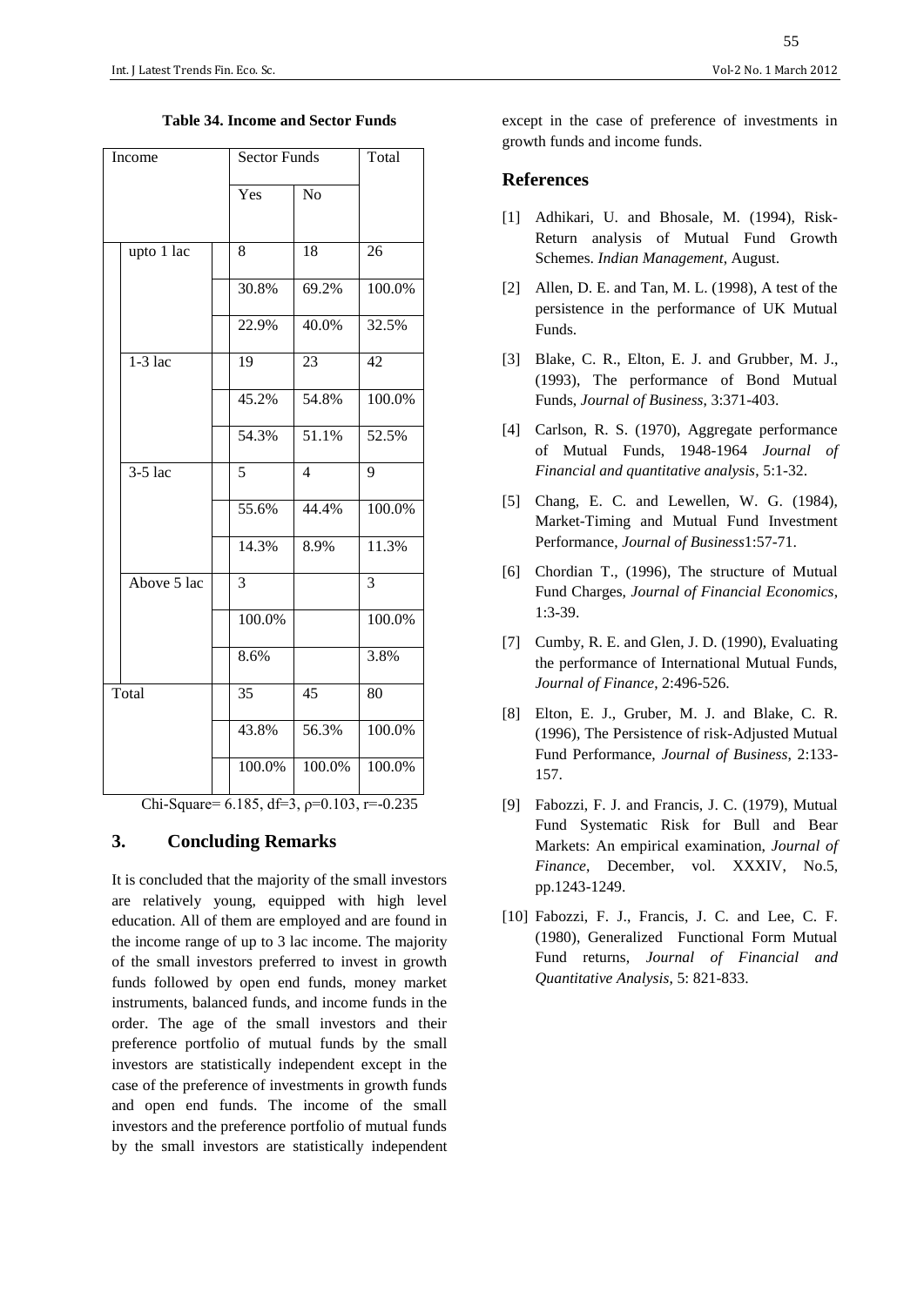**Table 34. Income and Sector Funds**

| Income | Sector Funds | | Total |
|---|---|---|---|
| | Yes | No | |
| upto 1 lac | 8 | 18 | 26 |
| | 30.8% | 69.2% | 100.0% |
| | 22.9% | 40.0% | 32.5% |
| 1-3 lac | 19 | 23 | 42 |
| | 45.2% | 54.8% | 100.0% |
| | 54.3% | 51.1% | 52.5% |
| 3-5 lac | 5 | 4 | 9 |
| | 55.6% | 44.4% | 100.0% |
| | 14.3% | 8.9% | 11.3% |
| Above 5 lac | 3 | | 3 |
| | 100.0% | | 100.0% |
| | 8.6% | | 3.8% |
| Total | 35 | 45 | 80 |
| | 43.8% | 56.3% | 100.0% |
| | 100.0% | 100.0% | 100.0% |

Chi-Square= 6.185, df=3, ρ=0.103, r=-0.235

## 3. Concluding Remarks

It is concluded that the majority of the small investors are relatively young, equipped with high level education. All of them are employed and are found in the income range of up to 3 lac income. The majority of the small investors preferred to invest in growth funds followed by open end funds, money market instruments, balanced funds, and income funds in the order. The age of the small investors and their preference portfolio of mutual funds by the small investors are statistically independent except in the case of the preference of investments in growth funds and open end funds. The income of the small investors and the preference portfolio of mutual funds by the small investors are statistically independent except in the case of preference of investments in growth funds and income funds.

## References

[1] Adhikari, U. and Bhosale, M. (1994), Risk-Return analysis of Mutual Fund Growth Schemes. *Indian Management*, August.

[2] Allen, D. E. and Tan, M. L. (1998), A test of the persistence in the performance of UK Mutual Funds.

[3] Blake, C. R., Elton, E. J. and Grubber, M. J., (1993), The performance of Bond Mutual Funds, *Journal of Business*, 3:371-403.

[4] Carlson, R. S. (1970), Aggregate performance of Mutual Funds, 1948-1964 *Journal of Financial and quantitative analysis*, 5:1-32.

[5] Chang, E. C. and Lewellen, W. G. (1984), Market-Timing and Mutual Fund Investment Performance, *Journal of Business*1:57-71.

[6] Chordian T., (1996), The structure of Mutual Fund Charges, *Journal of Financial Economics*, 1:3-39.

[7] Cumby, R. E. and Glen, J. D. (1990), Evaluating the performance of International Mutual Funds, *Journal of Finance*, 2:496-526.

[8] Elton, E. J., Gruber, M. J. and Blake, C. R. (1996), The Persistence of risk-Adjusted Mutual Fund Performance, *Journal of Business*, 2:133-157.

[9] Fabozzi, F. J. and Francis, J. C. (1979), Mutual Fund Systematic Risk for Bull and Bear Markets: An empirical examination, *Journal of Finance*, December, vol. XXXIV, No.5, pp.1243-1249.

[10] Fabozzi, F. J., Francis, J. C. and Lee, C. F. (1980), Generalized Functional Form Mutual Fund returns, *Journal of Financial and Quantitative Analysis*, 5: 821-833.